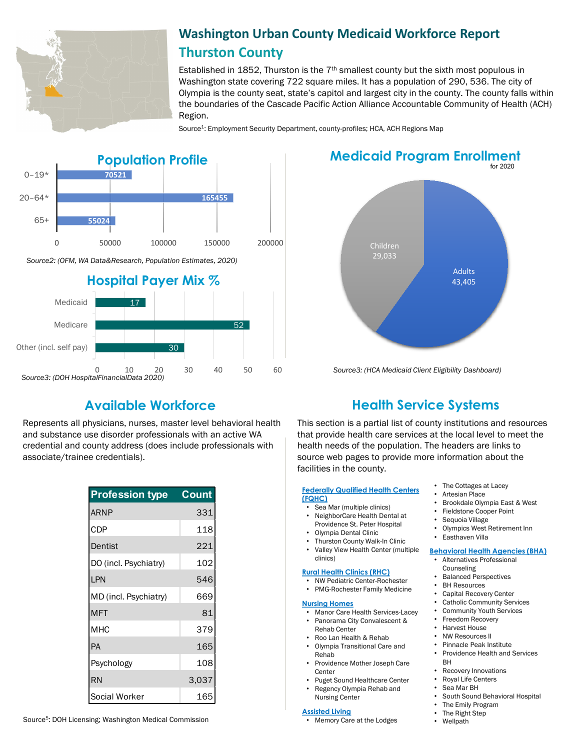# Washington Urban County Medicaid Workforce Report

## Thurston County

Established in 1852, Thurston is the 7th smallest county but the sixth most populous in Washington state covering 722 square miles. It has a population of 290, 536. The city of Olympia is the county seat, state's capitol and largest city in the county. The county falls within the boundaries of the Cascade Pacific Action Alliance Accountable Community of Health (ACH) Region.

Source[1]: Employment Security Department, county-profiles; HCA, ACH Regions Map

## Population Profile

| Age group | Population |
|---|---|
| 0–19* | 70521 |
| 20–64* | 165455 |
| 65+ | 55024 |

*Source2: (OFM, WA Data&Research, Population Estimates, 2020)*

## Hospital Payer Mix %

| Payer | % |
|---|---|
| Medicaid | 17 |
| Medicare | 52 |
| Other (incl. self pay) | 30 |

*Source3: (DOH HospitalFinancialData 2020)*

## Medicaid Program Enrollment

for 2020

| Group | Enrollment |
|---|---|
| Children | 29,033 |
| Adults | 43,405 |

*Source3: (HCA Medicaid Client Eligibility Dashboard)*

## Available Workforce

Represents all physicians, nurses, master level behavioral health and substance use disorder professionals with an active WA credential and county address (does include professionals with associate/trainee credentials).

| Profession type | Count |
|---|---|
| ARNP | 331 |
| CDP | 118 |
| Dentist | 221 |
| DO (incl. Psychiatry) | 102 |
| LPN | 546 |
| MD (incl. Psychiatry) | 669 |
| MFT | 81 |
| MHC | 379 |
| PA | 165 |
| Psychology | 108 |
| RN | 3,037 |
| Social Worker | 165 |

Source[5]: DOH Licensing; Washington Medical Commission

## Health Service Systems

This section is a partial list of county institutions and resources that provide health care services at the local level to meet the health needs of the population. The headers are links to source web pages to provide more information about the facilities in the county.

### Federally Qualified Health Centers (FQHC)

- Sea Mar (multiple clinics)
- NeighborCare Health Dental at Providence St. Peter Hospital
- Olympia Dental Clinic
- Thurston County Walk-In Clinic
- Valley View Health Center (multiple clinics)

### Rural Health Clinics (RHC)

- NW Pediatric Center-Rochester
- PMG-Rochester Family Medicine

### Nursing Homes

- Manor Care Health Services-Lacey
- Panorama City Convalescent & Rehab Center
- Roo Lan Health & Rehab
- Olympia Transitional Care and Rehab
- Providence Mother Joseph Care Center
- Puget Sound Healthcare Center
- Regency Olympia Rehab and Nursing Center

### Assisted Living

- Memory Care at the Lodges
- The Cottages at Lacey
- Artesian Place
- Brookdale Olympia East & West
- Fieldstone Cooper Point
- Sequoia Village
- Olympics West Retirement Inn
- Easthaven Villa

### Behavioral Health Agencies (BHA)

- Alternatives Professional Counseling
- Balanced Perspectives
- BH Resources
- Capital Recovery Center
- Catholic Community Services
- Community Youth Services
- Freedom Recovery
- Harvest House
- NW Resources II
- Pinnacle Peak Institute
- Providence Health and Services BH
- Recovery Innovations
- Royal Life Centers
- Sea Mar BH
- South Sound Behavioral Hospital
- The Emily Program
- The Right Step
- Wellpath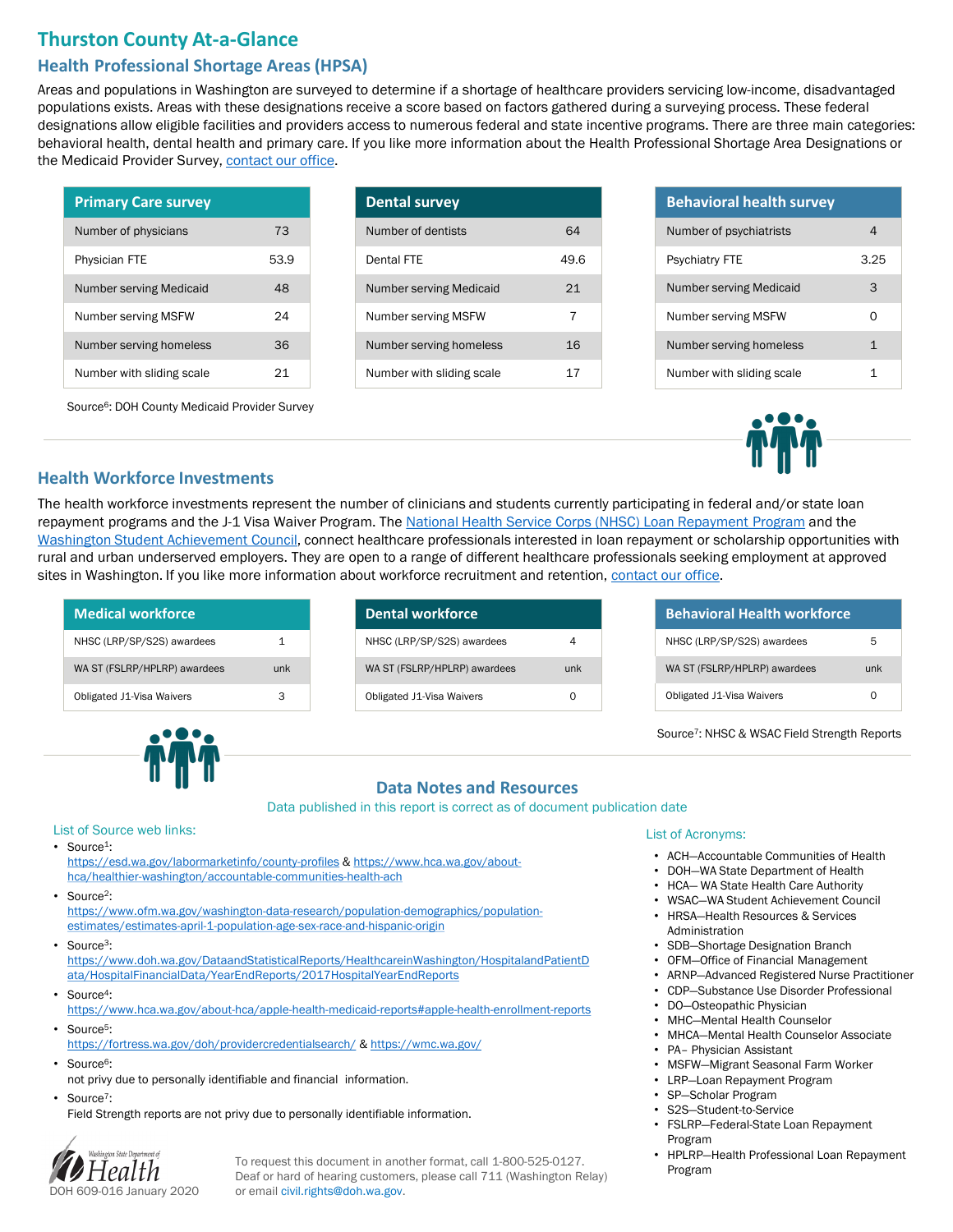# Thurston County At-a-Glance

## Health Professional Shortage Areas (HPSA)

Areas and populations in Washington are surveyed to determine if a shortage of healthcare providers servicing low-income, disadvantaged populations exists. Areas with these designations receive a score based on factors gathered during a surveying process. These federal designations allow eligible facilities and providers access to numerous federal and state incentive programs. There are three main categories: behavioral health, dental health and primary care. If you like more information about the Health Professional Shortage Area Designations or the Medicaid Provider Survey, contact our office.

| Primary Care survey | |
|---|---|
| Number of physicians | 73 |
| Physician FTE | 53.9 |
| Number serving Medicaid | 48 |
| Number serving MSFW | 24 |
| Number serving homeless | 36 |
| Number with sliding scale | 21 |

| Dental survey | |
|---|---|
| Number of dentists | 64 |
| Dental FTE | 49.6 |
| Number serving Medicaid | 21 |
| Number serving MSFW | 7 |
| Number serving homeless | 16 |
| Number with sliding scale | 17 |

| Behavioral health survey | |
|---|---|
| Number of psychiatrists | 4 |
| Psychiatry FTE | 3.25 |
| Number serving Medicaid | 3 |
| Number serving MSFW | 0 |
| Number serving homeless | 1 |
| Number with sliding scale | 1 |

Source[6]: DOH County Medicaid Provider Survey

## Health Workforce Investments

The health workforce investments represent the number of clinicians and students currently participating in federal and/or state loan repayment programs and the J-1 Visa Waiver Program. The National Health Service Corps (NHSC) Loan Repayment Program and the Washington Student Achievement Council, connect healthcare professionals interested in loan repayment or scholarship opportunities with rural and urban underserved employers. They are open to a range of different healthcare professionals seeking employment at approved sites in Washington. If you like more information about workforce recruitment and retention, contact our office.

| Medical workforce | |
|---|---|
| NHSC (LRP/SP/S2S) awardees | 1 |
| WA ST (FSLRP/HPLRP) awardees | unk |
| Obligated J1-Visa Waivers | 3 |

| Dental workforce | |
|---|---|
| NHSC (LRP/SP/S2S) awardees | 4 |
| WA ST (FSLRP/HPLRP) awardees | unk |
| Obligated J1-Visa Waivers | 0 |

| Behavioral Health workforce | |
|---|---|
| NHSC (LRP/SP/S2S) awardees | 5 |
| WA ST (FSLRP/HPLRP) awardees | unk |
| Obligated J1-Visa Waivers | 0 |

Source[7]: NHSC & WSAC Field Strength Reports

## Data Notes and Resources

Data published in this report is correct as of document publication date

List of Source web links:

- Source[1]:
  https://esd.wa.gov/labormarketinfo/county-profiles & https://www.hca.wa.gov/about-hca/healthier-washington/accountable-communities-health-ach
- Source[2]:
  https://www.ofm.wa.gov/washington-data-research/population-demographics/population-estimates/estimates-april-1-population-age-sex-race-and-hispanic-origin
- Source[3]:
  https://www.doh.wa.gov/DataandStatisticalReports/HealthcareinWashington/HospitalandPatientData/HospitalFinancialData/YearEndReports/2017HospitalYearEndReports
- Source[4]:
  https://www.hca.wa.gov/about-hca/apple-health-medicaid-reports#apple-health-enrollment-reports
- Source[5]:
  https://fortress.wa.gov/doh/providercredentialsearch/ & https://wmc.wa.gov/
- Source[6]:
  not privy due to personally identifiable and financial information.
- Source[7]:
  Field Strength reports are not privy due to personally identifiable information.

List of Acronyms:

- ACH—Accountable Communities of Health
- DOH—WA State Department of Health
- HCA— WA State Health Care Authority
- WSAC—WA Student Achievement Council
- HRSA—Health Resources & Services Administration
- SDB—Shortage Designation Branch
- OFM—Office of Financial Management
- ARNP—Advanced Registered Nurse Practitioner
- CDP—Substance Use Disorder Professional
- DO—Osteopathic Physician
- MHC—Mental Health Counselor
- MHCA—Mental Health Counselor Associate
- PA– Physician Assistant
- MSFW—Migrant Seasonal Farm Worker
- LRP—Loan Repayment Program
- SP—Scholar Program
- S2S—Student-to-Service
- FSLRP—Federal-State Loan Repayment Program
- HPLRP—Health Professional Loan Repayment Program

Washington State Department of Health

DOH 609-016 January 2020

To request this document in another format, call 1-800-525-0127. Deaf or hard of hearing customers, please call 711 (Washington Relay) or email civil.rights@doh.wa.gov.